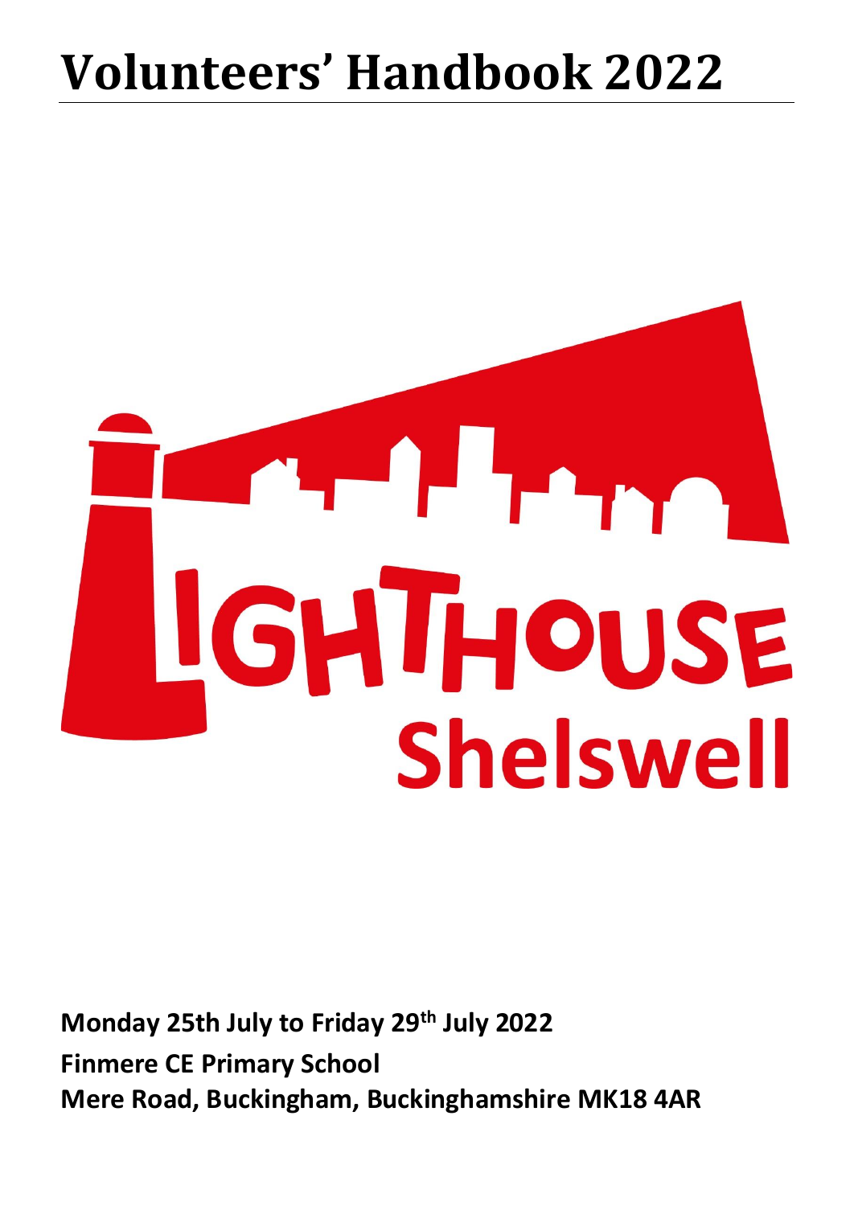# Volunteers' Handbook 2022

LIGHTHOUSE

Shelswell

**Monday 25th July to Friday 29th July 2022**

**Finmere CE Primary School**

**Mere Road, Buckingham, Buckinghamshire MK18 4AR**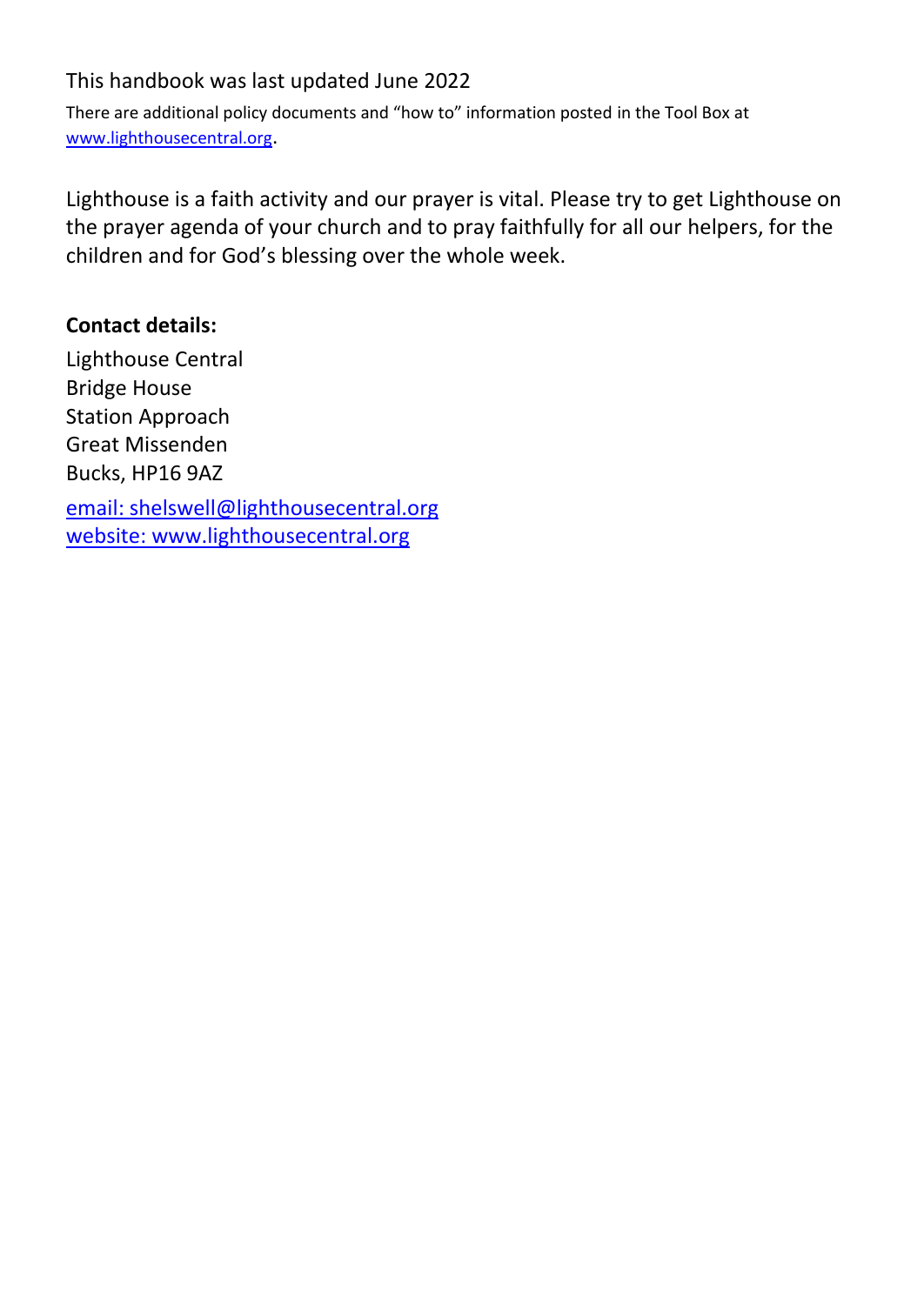This handbook was last updated June 2022

There are additional policy documents and "how to" information posted in the Tool Box at www.lighthousecentral.org.

Lighthouse is a faith activity and our prayer is vital. Please try to get Lighthouse on the prayer agenda of your church and to pray faithfully for all our helpers, for the children and for God's blessing over the whole week.

**Contact details:**

Lighthouse Central
Bridge House
Station Approach
Great Missenden
Bucks, HP16 9AZ

email: shelswell@lighthousecentral.org
website: www.lighthousecentral.org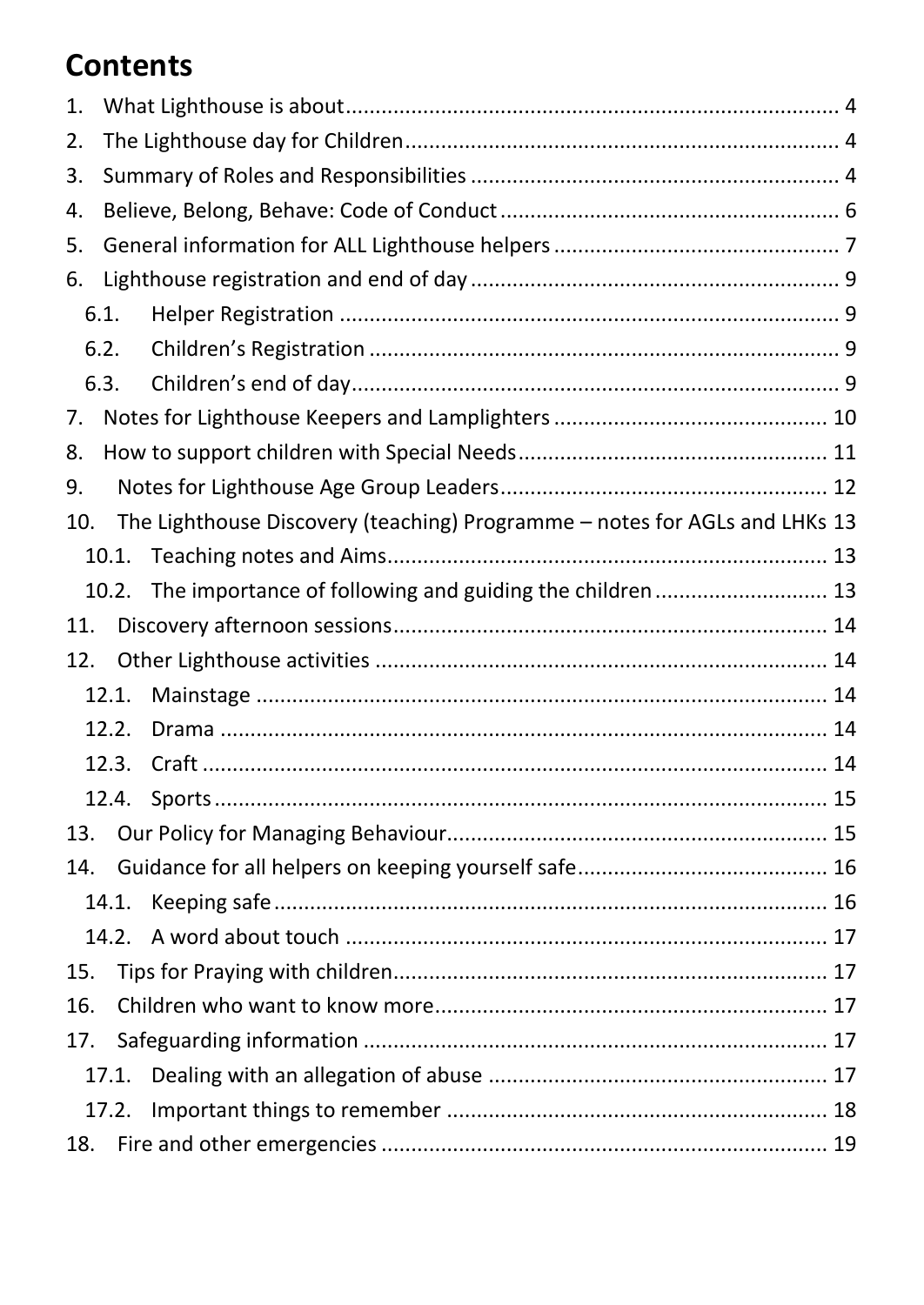# Contents

1. What Lighthouse is about ..... 4
2. The Lighthouse day for Children ..... 4
3. Summary of Roles and Responsibilities ..... 4
4. Believe, Belong, Behave: Code of Conduct ..... 6
5. General information for ALL Lighthouse helpers ..... 7
6. Lighthouse registration and end of day ..... 9
   - 6.1. Helper Registration ..... 9
   - 6.2. Children's Registration ..... 9
   - 6.3. Children's end of day ..... 9
7. Notes for Lighthouse Keepers and Lamplighters ..... 10
8. How to support children with Special Needs ..... 11
9. Notes for Lighthouse Age Group Leaders ..... 12
10. The Lighthouse Discovery (teaching) Programme – notes for AGLs and LHKs 13
    - 10.1. Teaching notes and Aims ..... 13
    - 10.2. The importance of following and guiding the children ..... 13
11. Discovery afternoon sessions ..... 14
12. Other Lighthouse activities ..... 14
    - 12.1. Mainstage ..... 14
    - 12.2. Drama ..... 14
    - 12.3. Craft ..... 14
    - 12.4. Sports ..... 15
13. Our Policy for Managing Behaviour ..... 15
14. Guidance for all helpers on keeping yourself safe ..... 16
    - 14.1. Keeping safe ..... 16
    - 14.2. A word about touch ..... 17
15. Tips for Praying with children ..... 17
16. Children who want to know more ..... 17
17. Safeguarding information ..... 17
    - 17.1. Dealing with an allegation of abuse ..... 17
    - 17.2. Important things to remember ..... 18
18. Fire and other emergencies ..... 19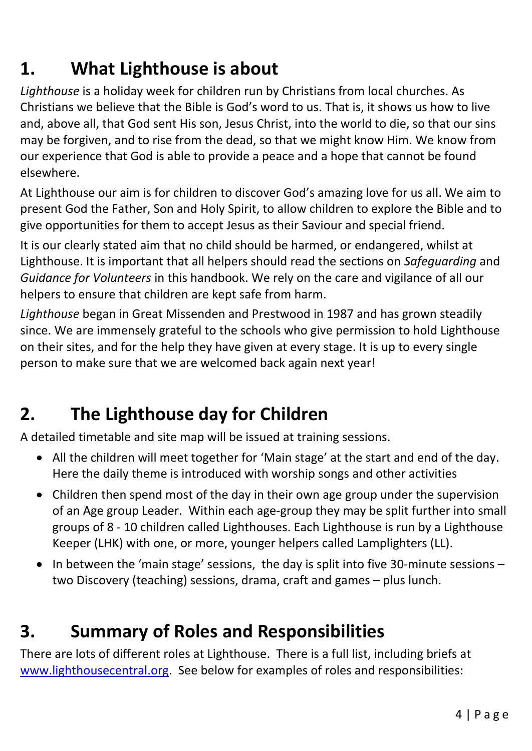## 1. What Lighthouse is about

*Lighthouse* is a holiday week for children run by Christians from local churches. As Christians we believe that the Bible is God's word to us. That is, it shows us how to live and, above all, that God sent His son, Jesus Christ, into the world to die, so that our sins may be forgiven, and to rise from the dead, so that we might know Him. We know from our experience that God is able to provide a peace and a hope that cannot be found elsewhere.

At Lighthouse our aim is for children to discover God's amazing love for us all. We aim to present God the Father, Son and Holy Spirit, to allow children to explore the Bible and to give opportunities for them to accept Jesus as their Saviour and special friend.

It is our clearly stated aim that no child should be harmed, or endangered, whilst at Lighthouse. It is important that all helpers should read the sections on *Safeguarding* and *Guidance for Volunteers* in this handbook. We rely on the care and vigilance of all our helpers to ensure that children are kept safe from harm.

*Lighthouse* began in Great Missenden and Prestwood in 1987 and has grown steadily since. We are immensely grateful to the schools who give permission to hold Lighthouse on their sites, and for the help they have given at every stage. It is up to every single person to make sure that we are welcomed back again next year!

## 2. The Lighthouse day for Children

A detailed timetable and site map will be issued at training sessions.

- All the children will meet together for 'Main stage' at the start and end of the day. Here the daily theme is introduced with worship songs and other activities
- Children then spend most of the day in their own age group under the supervision of an Age group Leader. Within each age-group they may be split further into small groups of 8 - 10 children called Lighthouses. Each Lighthouse is run by a Lighthouse Keeper (LHK) with one, or more, younger helpers called Lamplighters (LL).
- In between the 'main stage' sessions, the day is split into five 30-minute sessions – two Discovery (teaching) sessions, drama, craft and games – plus lunch.

## 3. Summary of Roles and Responsibilities

There are lots of different roles at Lighthouse. There is a full list, including briefs at [www.lighthousecentral.org](http://www.lighthousecentral.org). See below for examples of roles and responsibilities: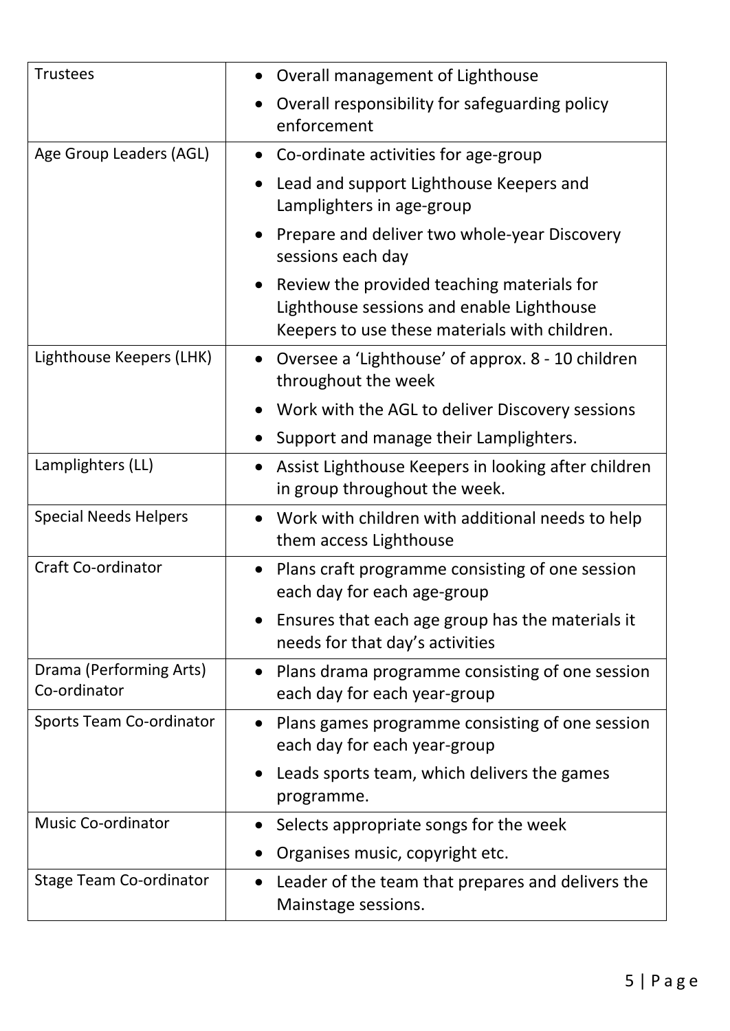| | |
|---|---|
| Trustees | • Overall management of Lighthouse<br>• Overall responsibility for safeguarding policy enforcement |
| Age Group Leaders (AGL) | • Co-ordinate activities for age-group<br>• Lead and support Lighthouse Keepers and Lamplighters in age-group<br>• Prepare and deliver two whole-year Discovery sessions each day<br>• Review the provided teaching materials for Lighthouse sessions and enable Lighthouse Keepers to use these materials with children. |
| Lighthouse Keepers (LHK) | • Oversee a 'Lighthouse' of approx. 8 - 10 children throughout the week<br>• Work with the AGL to deliver Discovery sessions<br>• Support and manage their Lamplighters. |
| Lamplighters (LL) | • Assist Lighthouse Keepers in looking after children in group throughout the week. |
| Special Needs Helpers | • Work with children with additional needs to help them access Lighthouse |
| Craft Co-ordinator | • Plans craft programme consisting of one session each day for each age-group<br>• Ensures that each age group has the materials it needs for that day's activities |
| Drama (Performing Arts) Co-ordinator | • Plans drama programme consisting of one session each day for each year-group |
| Sports Team Co-ordinator | • Plans games programme consisting of one session each day for each year-group<br>• Leads sports team, which delivers the games programme. |
| Music Co-ordinator | • Selects appropriate songs for the week<br>• Organises music, copyright etc. |
| Stage Team Co-ordinator | • Leader of the team that prepares and delivers the Mainstage sessions. |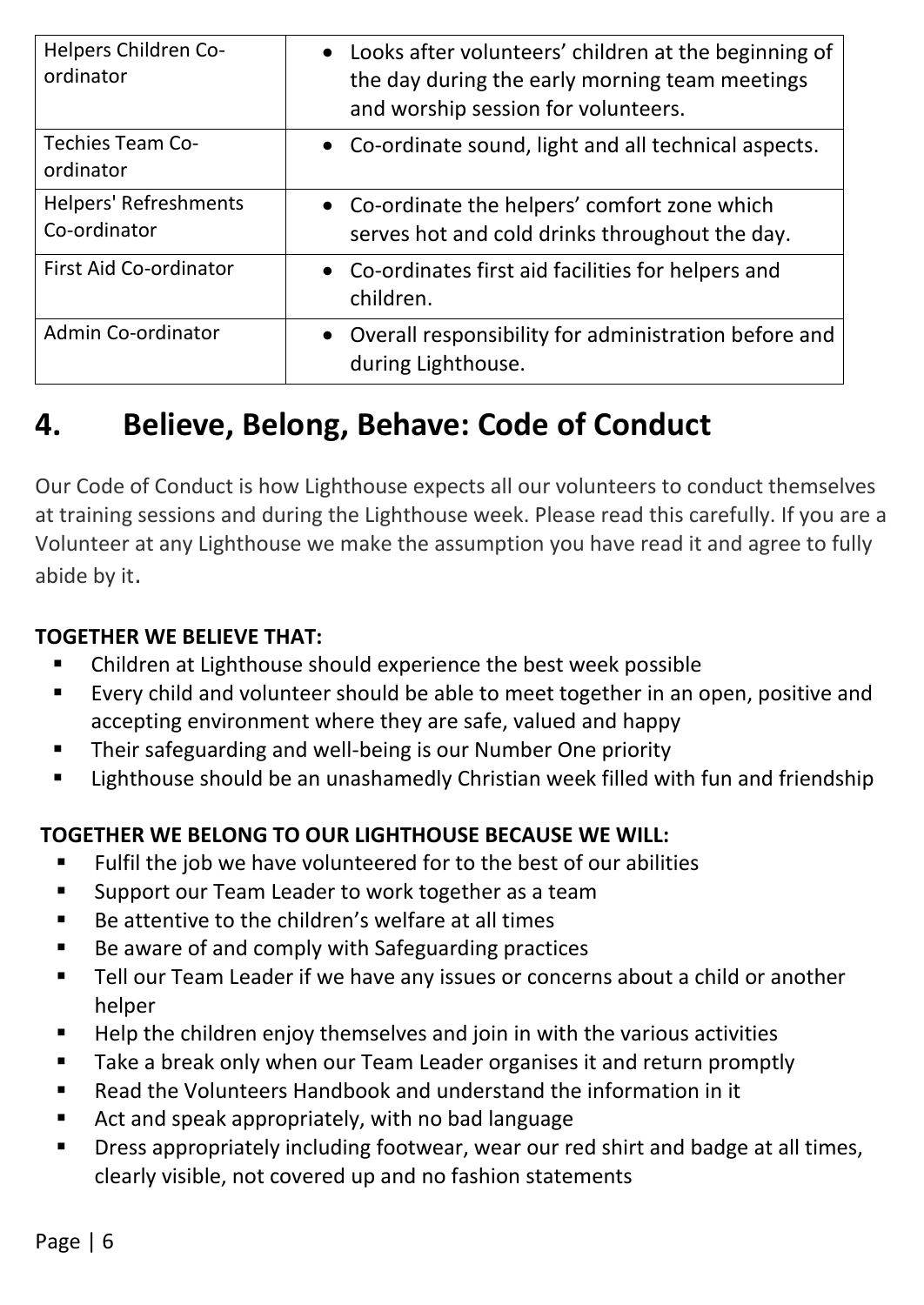| | |
|---|---|
| Helpers Children Co-ordinator | • Looks after volunteers' children at the beginning of the day during the early morning team meetings and worship session for volunteers. |
| Techies Team Co-ordinator | • Co-ordinate sound, light and all technical aspects. |
| Helpers' Refreshments Co-ordinator | • Co-ordinate the helpers' comfort zone which serves hot and cold drinks throughout the day. |
| First Aid Co-ordinator | • Co-ordinates first aid facilities for helpers and children. |
| Admin Co-ordinator | • Overall responsibility for administration before and during Lighthouse. |

# 4. Believe, Belong, Behave: Code of Conduct

Our Code of Conduct is how Lighthouse expects all our volunteers to conduct themselves at training sessions and during the Lighthouse week. Please read this carefully. If you are a Volunteer at any Lighthouse we make the assumption you have read it and agree to fully abide by it.

**TOGETHER WE BELIEVE THAT:**

- Children at Lighthouse should experience the best week possible
- Every child and volunteer should be able to meet together in an open, positive and accepting environment where they are safe, valued and happy
- Their safeguarding and well-being is our Number One priority
- Lighthouse should be an unashamedly Christian week filled with fun and friendship

**TOGETHER WE BELONG TO OUR LIGHTHOUSE BECAUSE WE WILL:**

- Fulfil the job we have volunteered for to the best of our abilities
- Support our Team Leader to work together as a team
- Be attentive to the children's welfare at all times
- Be aware of and comply with Safeguarding practices
- Tell our Team Leader if we have any issues or concerns about a child or another helper
- Help the children enjoy themselves and join in with the various activities
- Take a break only when our Team Leader organises it and return promptly
- Read the Volunteers Handbook and understand the information in it
- Act and speak appropriately, with no bad language
- Dress appropriately including footwear, wear our red shirt and badge at all times, clearly visible, not covered up and no fashion statements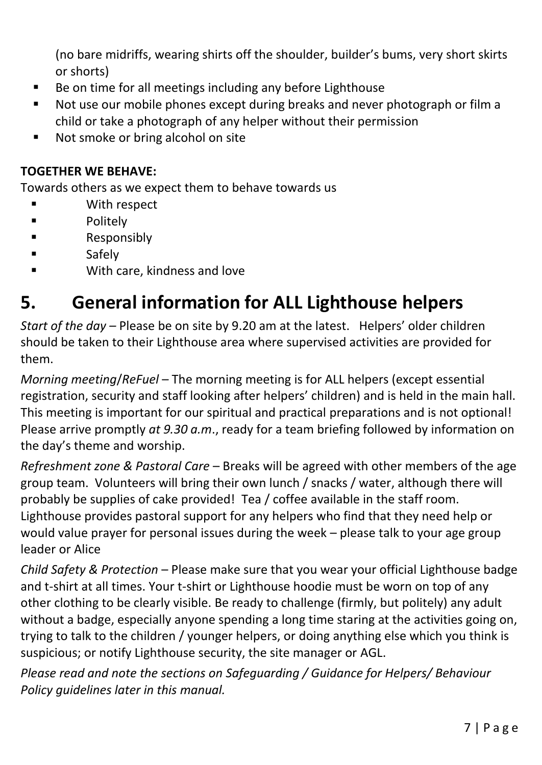(no bare midriffs, wearing shirts off the shoulder, builder's bums, very short skirts or shorts)

- Be on time for all meetings including any before Lighthouse
- Not use our mobile phones except during breaks and never photograph or film a child or take a photograph of any helper without their permission
- Not smoke or bring alcohol on site

**TOGETHER WE BEHAVE:**

Towards others as we expect them to behave towards us

- With respect
- Politely
- Responsibly
- Safely
- With care, kindness and love

# 5. General information for ALL Lighthouse helpers

*Start of the day* – Please be on site by 9.20 am at the latest. Helpers' older children should be taken to their Lighthouse area where supervised activities are provided for them.

*Morning meeting/ReFuel* – The morning meeting is for ALL helpers (except essential registration, security and staff looking after helpers' children) and is held in the main hall. This meeting is important for our spiritual and practical preparations and is not optional! Please arrive promptly *at 9.30 a.m*., ready for a team briefing followed by information on the day's theme and worship.

*Refreshment zone & Pastoral Care* – Breaks will be agreed with other members of the age group team. Volunteers will bring their own lunch / snacks / water, although there will probably be supplies of cake provided! Tea / coffee available in the staff room. Lighthouse provides pastoral support for any helpers who find that they need help or would value prayer for personal issues during the week – please talk to your age group leader or Alice

*Child Safety & Protection* – Please make sure that you wear your official Lighthouse badge and t-shirt at all times. Your t-shirt or Lighthouse hoodie must be worn on top of any other clothing to be clearly visible. Be ready to challenge (firmly, but politely) any adult without a badge, especially anyone spending a long time staring at the activities going on, trying to talk to the children / younger helpers, or doing anything else which you think is suspicious; or notify Lighthouse security, the site manager or AGL.

*Please read and note the sections on Safeguarding / Guidance for Helpers/ Behaviour Policy guidelines later in this manual.*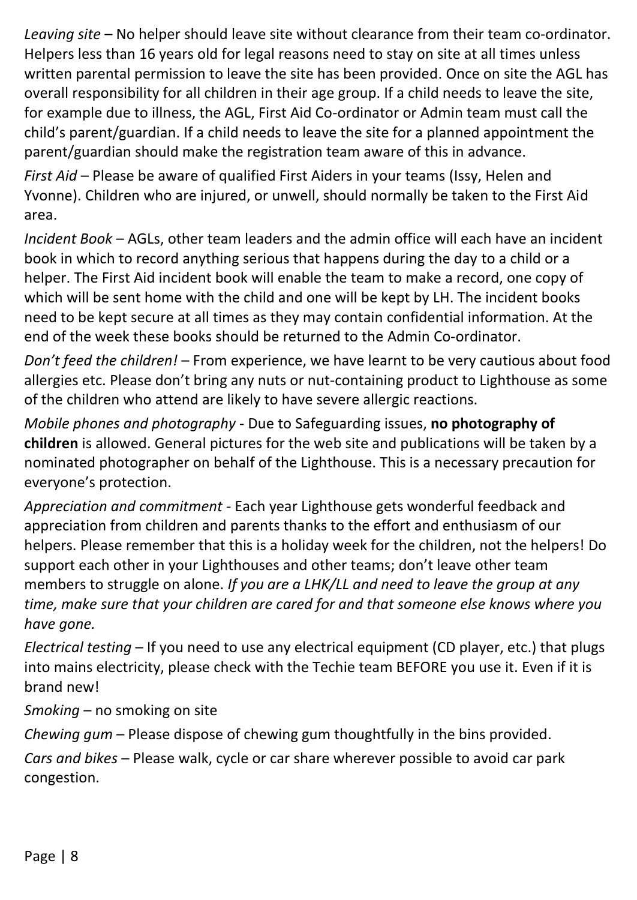*Leaving site* – No helper should leave site without clearance from their team co-ordinator. Helpers less than 16 years old for legal reasons need to stay on site at all times unless written parental permission to leave the site has been provided. Once on site the AGL has overall responsibility for all children in their age group. If a child needs to leave the site, for example due to illness, the AGL, First Aid Co-ordinator or Admin team must call the child's parent/guardian. If a child needs to leave the site for a planned appointment the parent/guardian should make the registration team aware of this in advance.

*First Aid* – Please be aware of qualified First Aiders in your teams (Issy, Helen and Yvonne). Children who are injured, or unwell, should normally be taken to the First Aid area.

*Incident Book* – AGLs, other team leaders and the admin office will each have an incident book in which to record anything serious that happens during the day to a child or a helper. The First Aid incident book will enable the team to make a record, one copy of which will be sent home with the child and one will be kept by LH. The incident books need to be kept secure at all times as they may contain confidential information. At the end of the week these books should be returned to the Admin Co-ordinator.

*Don't feed the children!* – From experience, we have learnt to be very cautious about food allergies etc. Please don't bring any nuts or nut-containing product to Lighthouse as some of the children who attend are likely to have severe allergic reactions.

*Mobile phones and photography* - Due to Safeguarding issues, **no photography of children** is allowed. General pictures for the web site and publications will be taken by a nominated photographer on behalf of the Lighthouse. This is a necessary precaution for everyone's protection.

*Appreciation and commitment* - Each year Lighthouse gets wonderful feedback and appreciation from children and parents thanks to the effort and enthusiasm of our helpers. Please remember that this is a holiday week for the children, not the helpers! Do support each other in your Lighthouses and other teams; don't leave other team members to struggle on alone. *If you are a LHK/LL and need to leave the group at any time, make sure that your children are cared for and that someone else knows where you have gone.*

*Electrical testing* – If you need to use any electrical equipment (CD player, etc.) that plugs into mains electricity, please check with the Techie team BEFORE you use it. Even if it is brand new!

*Smoking* – no smoking on site

*Chewing gum* – Please dispose of chewing gum thoughtfully in the bins provided.

*Cars and bikes* – Please walk, cycle or car share wherever possible to avoid car park congestion.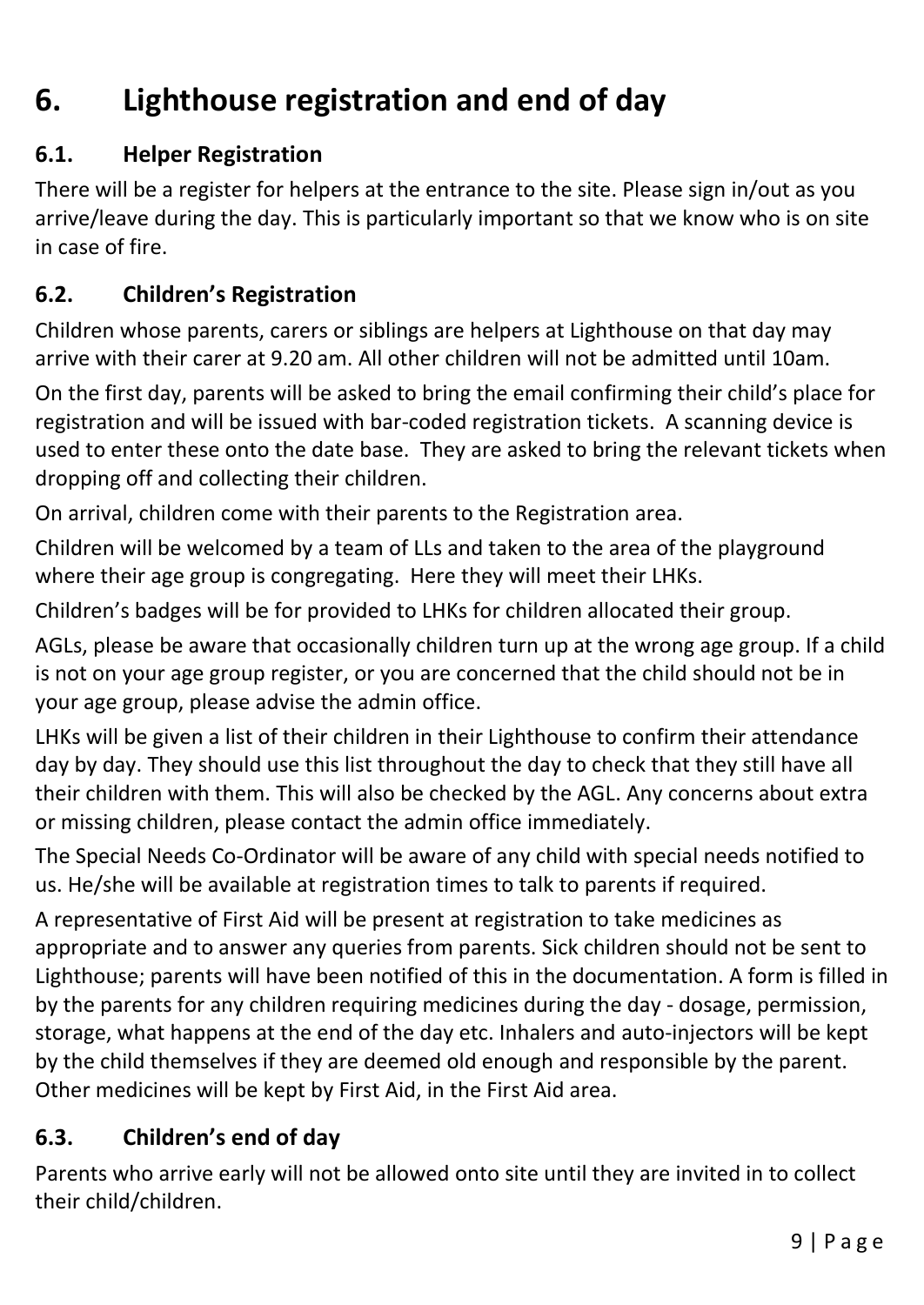# 6. Lighthouse registration and end of day

## 6.1. Helper Registration

There will be a register for helpers at the entrance to the site. Please sign in/out as you arrive/leave during the day. This is particularly important so that we know who is on site in case of fire.

## 6.2. Children's Registration

Children whose parents, carers or siblings are helpers at Lighthouse on that day may arrive with their carer at 9.20 am. All other children will not be admitted until 10am.

On the first day, parents will be asked to bring the email confirming their child's place for registration and will be issued with bar-coded registration tickets. A scanning device is used to enter these onto the date base. They are asked to bring the relevant tickets when dropping off and collecting their children.

On arrival, children come with their parents to the Registration area.

Children will be welcomed by a team of LLs and taken to the area of the playground where their age group is congregating. Here they will meet their LHKs.

Children's badges will be for provided to LHKs for children allocated their group.

AGLs, please be aware that occasionally children turn up at the wrong age group. If a child is not on your age group register, or you are concerned that the child should not be in your age group, please advise the admin office.

LHKs will be given a list of their children in their Lighthouse to confirm their attendance day by day. They should use this list throughout the day to check that they still have all their children with them. This will also be checked by the AGL. Any concerns about extra or missing children, please contact the admin office immediately.

The Special Needs Co-Ordinator will be aware of any child with special needs notified to us. He/she will be available at registration times to talk to parents if required.

A representative of First Aid will be present at registration to take medicines as appropriate and to answer any queries from parents. Sick children should not be sent to Lighthouse; parents will have been notified of this in the documentation. A form is filled in by the parents for any children requiring medicines during the day - dosage, permission, storage, what happens at the end of the day etc. Inhalers and auto-injectors will be kept by the child themselves if they are deemed old enough and responsible by the parent. Other medicines will be kept by First Aid, in the First Aid area.

## 6.3. Children's end of day

Parents who arrive early will not be allowed onto site until they are invited in to collect their child/children.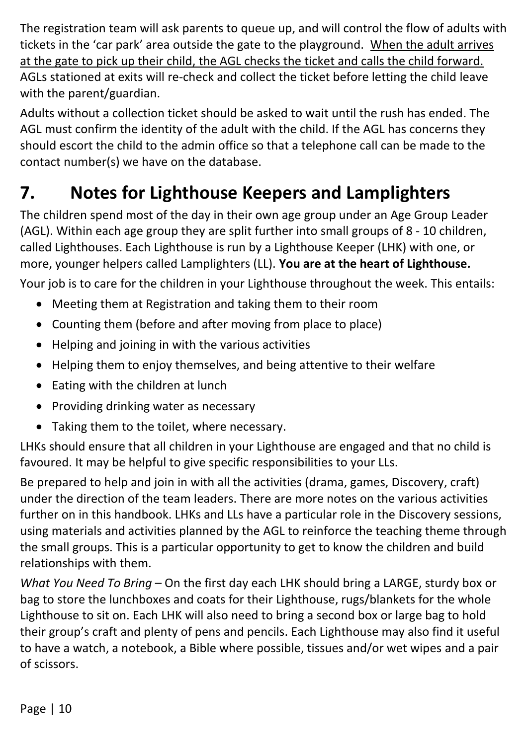The registration team will ask parents to queue up, and will control the flow of adults with tickets in the 'car park' area outside the gate to the playground. <u>When the adult arrives at the gate to pick up their child, the AGL checks the ticket and calls the child forward.</u> AGLs stationed at exits will re-check and collect the ticket before letting the child leave with the parent/guardian.

Adults without a collection ticket should be asked to wait until the rush has ended. The AGL must confirm the identity of the adult with the child. If the AGL has concerns they should escort the child to the admin office so that a telephone call can be made to the contact number(s) we have on the database.

# 7. Notes for Lighthouse Keepers and Lamplighters

The children spend most of the day in their own age group under an Age Group Leader (AGL). Within each age group they are split further into small groups of 8 - 10 children, called Lighthouses. Each Lighthouse is run by a Lighthouse Keeper (LHK) with one, or more, younger helpers called Lamplighters (LL). **You are at the heart of Lighthouse.**

Your job is to care for the children in your Lighthouse throughout the week. This entails:

- Meeting them at Registration and taking them to their room
- Counting them (before and after moving from place to place)
- Helping and joining in with the various activities
- Helping them to enjoy themselves, and being attentive to their welfare
- Eating with the children at lunch
- Providing drinking water as necessary
- Taking them to the toilet, where necessary.

LHKs should ensure that all children in your Lighthouse are engaged and that no child is favoured. It may be helpful to give specific responsibilities to your LLs.

Be prepared to help and join in with all the activities (drama, games, Discovery, craft) under the direction of the team leaders. There are more notes on the various activities further on in this handbook. LHKs and LLs have a particular role in the Discovery sessions, using materials and activities planned by the AGL to reinforce the teaching theme through the small groups. This is a particular opportunity to get to know the children and build relationships with them.

*What You Need To Bring* – On the first day each LHK should bring a LARGE, sturdy box or bag to store the lunchboxes and coats for their Lighthouse, rugs/blankets for the whole Lighthouse to sit on. Each LHK will also need to bring a second box or large bag to hold their group's craft and plenty of pens and pencils. Each Lighthouse may also find it useful to have a watch, a notebook, a Bible where possible, tissues and/or wet wipes and a pair of scissors.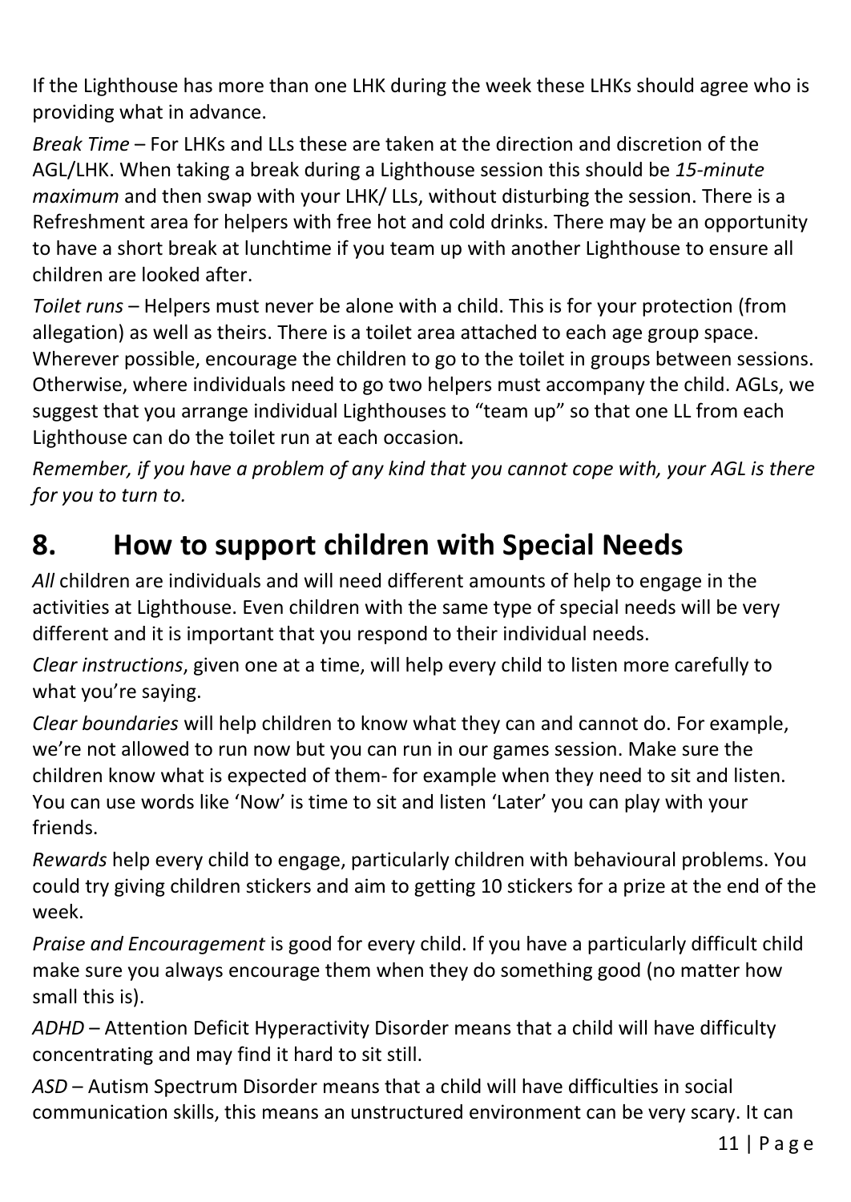If the Lighthouse has more than one LHK during the week these LHKs should agree who is providing what in advance.

*Break Time* – For LHKs and LLs these are taken at the direction and discretion of the AGL/LHK. When taking a break during a Lighthouse session this should be *15-minute maximum* and then swap with your LHK/ LLs, without disturbing the session. There is a Refreshment area for helpers with free hot and cold drinks. There may be an opportunity to have a short break at lunchtime if you team up with another Lighthouse to ensure all children are looked after.

*Toilet runs* – Helpers must never be alone with a child. This is for your protection (from allegation) as well as theirs. There is a toilet area attached to each age group space. Wherever possible, encourage the children to go to the toilet in groups between sessions. Otherwise, where individuals need to go two helpers must accompany the child. AGLs, we suggest that you arrange individual Lighthouses to "team up" so that one LL from each Lighthouse can do the toilet run at each occasion**.**

*Remember, if you have a problem of any kind that you cannot cope with, your AGL is there for you to turn to.*

## 8. How to support children with Special Needs

*All* children are individuals and will need different amounts of help to engage in the activities at Lighthouse. Even children with the same type of special needs will be very different and it is important that you respond to their individual needs.

*Clear instructions*, given one at a time, will help every child to listen more carefully to what you're saying.

*Clear boundaries* will help children to know what they can and cannot do. For example, we're not allowed to run now but you can run in our games session. Make sure the children know what is expected of them- for example when they need to sit and listen. You can use words like 'Now' is time to sit and listen 'Later' you can play with your friends.

*Rewards* help every child to engage, particularly children with behavioural problems. You could try giving children stickers and aim to getting 10 stickers for a prize at the end of the week.

*Praise and Encouragement* is good for every child. If you have a particularly difficult child make sure you always encourage them when they do something good (no matter how small this is).

*ADHD* – Attention Deficit Hyperactivity Disorder means that a child will have difficulty concentrating and may find it hard to sit still.

*ASD* – Autism Spectrum Disorder means that a child will have difficulties in social communication skills, this means an unstructured environment can be very scary. It can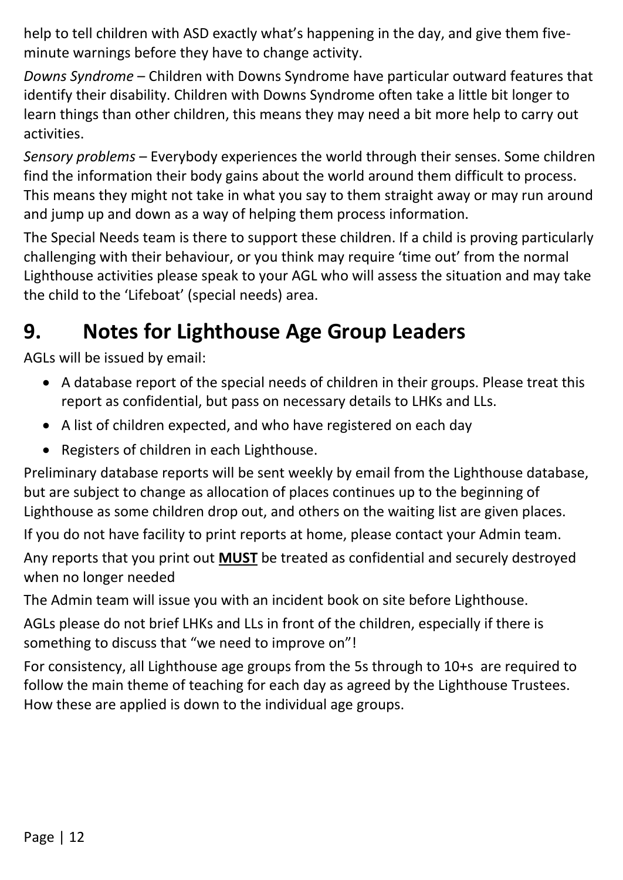help to tell children with ASD exactly what's happening in the day, and give them five-minute warnings before they have to change activity.

*Downs Syndrome* – Children with Downs Syndrome have particular outward features that identify their disability. Children with Downs Syndrome often take a little bit longer to learn things than other children, this means they may need a bit more help to carry out activities.

*Sensory problems* – Everybody experiences the world through their senses. Some children find the information their body gains about the world around them difficult to process. This means they might not take in what you say to them straight away or may run around and jump up and down as a way of helping them process information.

The Special Needs team is there to support these children. If a child is proving particularly challenging with their behaviour, or you think may require 'time out' from the normal Lighthouse activities please speak to your AGL who will assess the situation and may take the child to the 'Lifeboat' (special needs) area.

## 9. Notes for Lighthouse Age Group Leaders

AGLs will be issued by email:

- A database report of the special needs of children in their groups. Please treat this report as confidential, but pass on necessary details to LHKs and LLs.
- A list of children expected, and who have registered on each day
- Registers of children in each Lighthouse.

Preliminary database reports will be sent weekly by email from the Lighthouse database, but are subject to change as allocation of places continues up to the beginning of Lighthouse as some children drop out, and others on the waiting list are given places.

If you do not have facility to print reports at home, please contact your Admin team.

Any reports that you print out **MUST** be treated as confidential and securely destroyed when no longer needed

The Admin team will issue you with an incident book on site before Lighthouse.

AGLs please do not brief LHKs and LLs in front of the children, especially if there is something to discuss that "we need to improve on"!

For consistency, all Lighthouse age groups from the 5s through to 10+s are required to follow the main theme of teaching for each day as agreed by the Lighthouse Trustees. How these are applied is down to the individual age groups.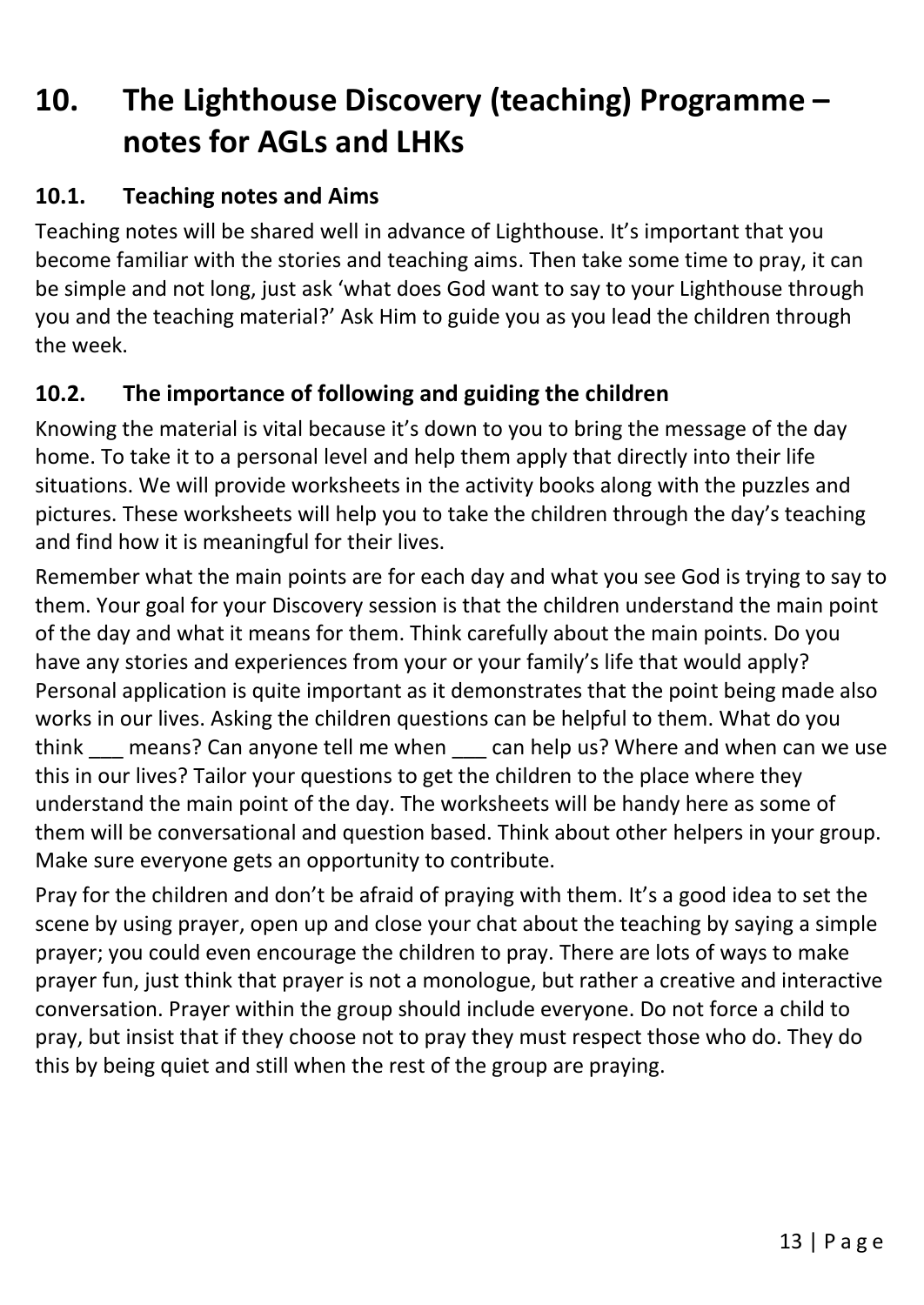# 10. The Lighthouse Discovery (teaching) Programme – notes for AGLs and LHKs

## 10.1. Teaching notes and Aims

Teaching notes will be shared well in advance of Lighthouse. It's important that you become familiar with the stories and teaching aims. Then take some time to pray, it can be simple and not long, just ask 'what does God want to say to your Lighthouse through you and the teaching material?' Ask Him to guide you as you lead the children through the week.

## 10.2. The importance of following and guiding the children

Knowing the material is vital because it's down to you to bring the message of the day home. To take it to a personal level and help them apply that directly into their life situations. We will provide worksheets in the activity books along with the puzzles and pictures. These worksheets will help you to take the children through the day's teaching and find how it is meaningful for their lives.

Remember what the main points are for each day and what you see God is trying to say to them. Your goal for your Discovery session is that the children understand the main point of the day and what it means for them. Think carefully about the main points. Do you have any stories and experiences from your or your family's life that would apply? Personal application is quite important as it demonstrates that the point being made also works in our lives. Asking the children questions can be helpful to them. What do you think ___ means? Can anyone tell me when ___ can help us? Where and when can we use this in our lives? Tailor your questions to get the children to the place where they understand the main point of the day. The worksheets will be handy here as some of them will be conversational and question based. Think about other helpers in your group. Make sure everyone gets an opportunity to contribute.

Pray for the children and don't be afraid of praying with them. It's a good idea to set the scene by using prayer, open up and close your chat about the teaching by saying a simple prayer; you could even encourage the children to pray. There are lots of ways to make prayer fun, just think that prayer is not a monologue, but rather a creative and interactive conversation. Prayer within the group should include everyone. Do not force a child to pray, but insist that if they choose not to pray they must respect those who do. They do this by being quiet and still when the rest of the group are praying.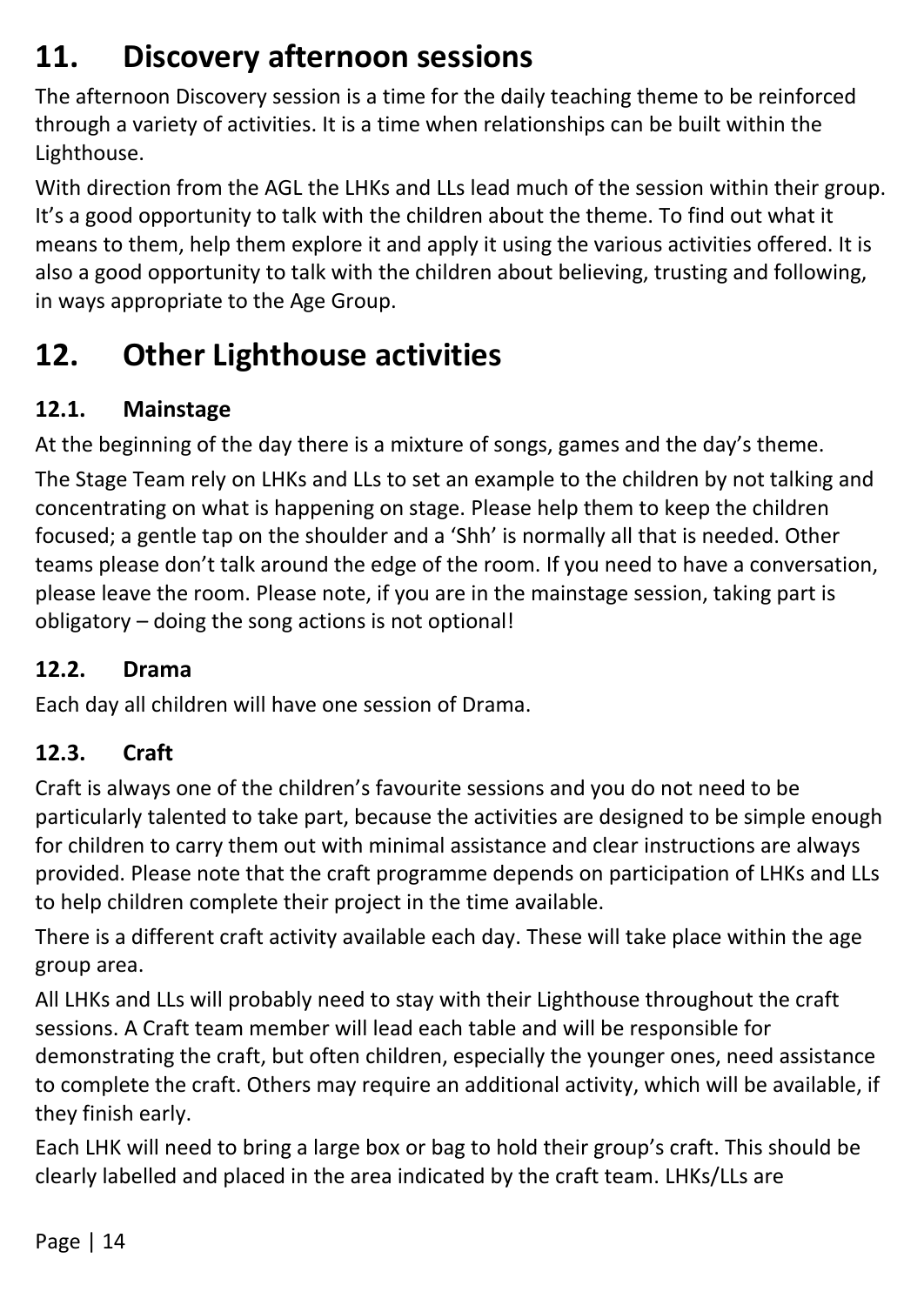## 11. Discovery afternoon sessions

The afternoon Discovery session is a time for the daily teaching theme to be reinforced through a variety of activities. It is a time when relationships can be built within the Lighthouse.

With direction from the AGL the LHKs and LLs lead much of the session within their group. It's a good opportunity to talk with the children about the theme. To find out what it means to them, help them explore it and apply it using the various activities offered. It is also a good opportunity to talk with the children about believing, trusting and following, in ways appropriate to the Age Group.

## 12. Other Lighthouse activities

### 12.1. Mainstage

At the beginning of the day there is a mixture of songs, games and the day's theme.

The Stage Team rely on LHKs and LLs to set an example to the children by not talking and concentrating on what is happening on stage. Please help them to keep the children focused; a gentle tap on the shoulder and a 'Shh' is normally all that is needed. Other teams please don't talk around the edge of the room. If you need to have a conversation, please leave the room. Please note, if you are in the mainstage session, taking part is obligatory – doing the song actions is not optional!

### 12.2. Drama

Each day all children will have one session of Drama.

### 12.3. Craft

Craft is always one of the children's favourite sessions and you do not need to be particularly talented to take part, because the activities are designed to be simple enough for children to carry them out with minimal assistance and clear instructions are always provided. Please note that the craft programme depends on participation of LHKs and LLs to help children complete their project in the time available.

There is a different craft activity available each day. These will take place within the age group area.

All LHKs and LLs will probably need to stay with their Lighthouse throughout the craft sessions. A Craft team member will lead each table and will be responsible for demonstrating the craft, but often children, especially the younger ones, need assistance to complete the craft. Others may require an additional activity, which will be available, if they finish early.

Each LHK will need to bring a large box or bag to hold their group's craft. This should be clearly labelled and placed in the area indicated by the craft team. LHKs/LLs are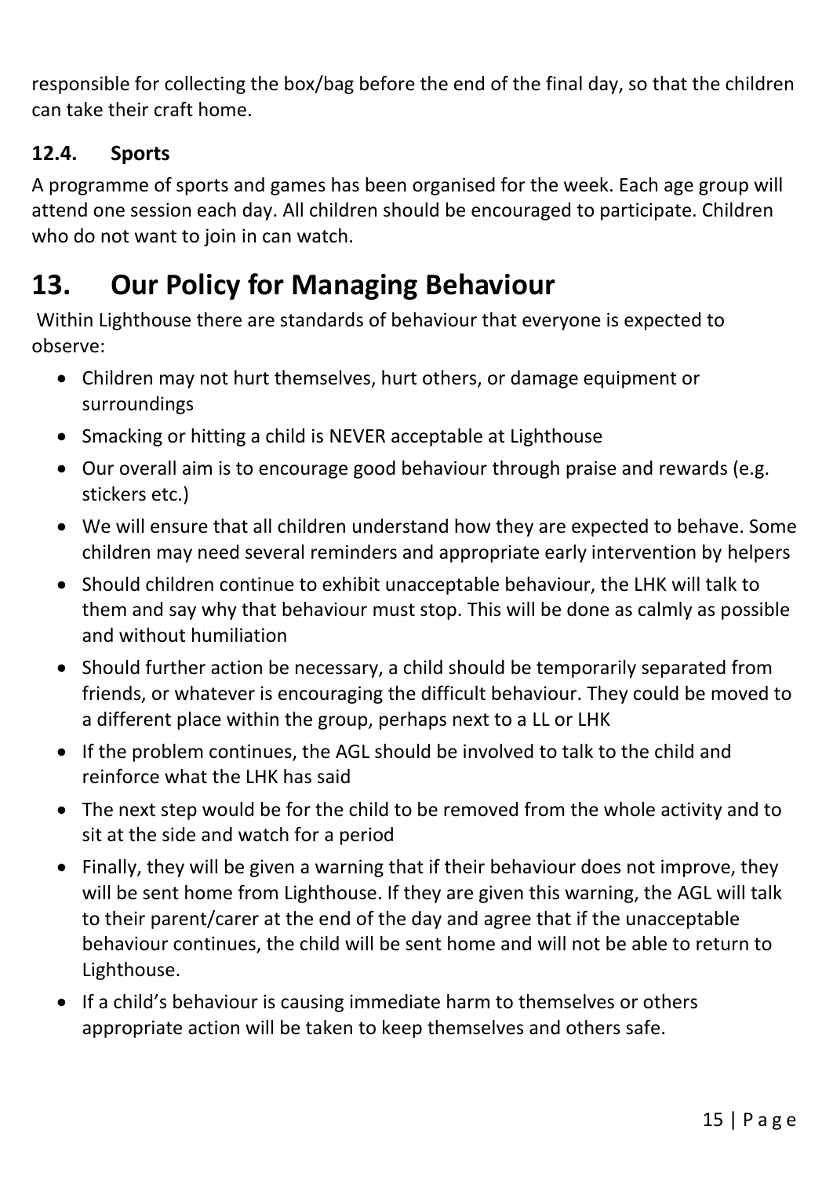responsible for collecting the box/bag before the end of the final day, so that the children can take their craft home.

### 12.4. Sports

A programme of sports and games has been organised for the week. Each age group will attend one session each day. All children should be encouraged to participate. Children who do not want to join in can watch.

# 13. Our Policy for Managing Behaviour

Within Lighthouse there are standards of behaviour that everyone is expected to observe:

- Children may not hurt themselves, hurt others, or damage equipment or surroundings
- Smacking or hitting a child is NEVER acceptable at Lighthouse
- Our overall aim is to encourage good behaviour through praise and rewards (e.g. stickers etc.)
- We will ensure that all children understand how they are expected to behave. Some children may need several reminders and appropriate early intervention by helpers
- Should children continue to exhibit unacceptable behaviour, the LHK will talk to them and say why that behaviour must stop. This will be done as calmly as possible and without humiliation
- Should further action be necessary, a child should be temporarily separated from friends, or whatever is encouraging the difficult behaviour. They could be moved to a different place within the group, perhaps next to a LL or LHK
- If the problem continues, the AGL should be involved to talk to the child and reinforce what the LHK has said
- The next step would be for the child to be removed from the whole activity and to sit at the side and watch for a period
- Finally, they will be given a warning that if their behaviour does not improve, they will be sent home from Lighthouse. If they are given this warning, the AGL will talk to their parent/carer at the end of the day and agree that if the unacceptable behaviour continues, the child will be sent home and will not be able to return to Lighthouse.
- If a child's behaviour is causing immediate harm to themselves or others appropriate action will be taken to keep themselves and others safe.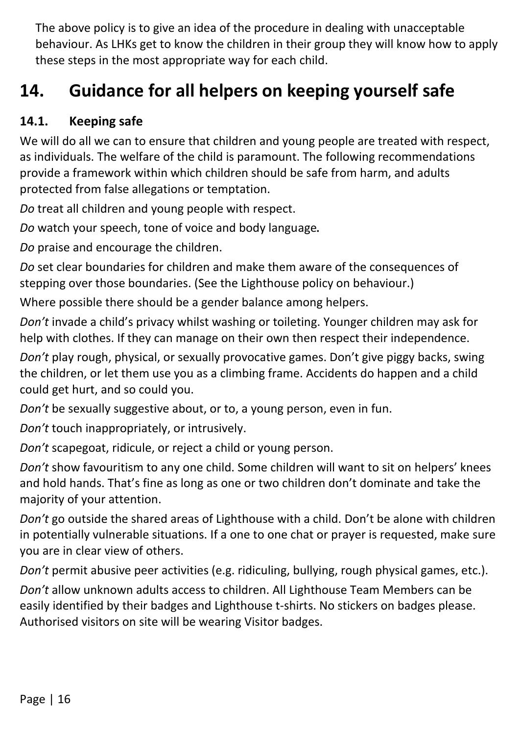The above policy is to give an idea of the procedure in dealing with unacceptable behaviour. As LHKs get to know the children in their group they will know how to apply these steps in the most appropriate way for each child.

# 14. Guidance for all helpers on keeping yourself safe

## 14.1. Keeping safe

We will do all we can to ensure that children and young people are treated with respect, as individuals. The welfare of the child is paramount. The following recommendations provide a framework within which children should be safe from harm, and adults protected from false allegations or temptation.

*Do* treat all children and young people with respect.

*Do* watch your speech, tone of voice and body language.

*Do* praise and encourage the children.

*Do* set clear boundaries for children and make them aware of the consequences of stepping over those boundaries. (See the Lighthouse policy on behaviour.)

Where possible there should be a gender balance among helpers.

*Don't* invade a child's privacy whilst washing or toileting. Younger children may ask for help with clothes. If they can manage on their own then respect their independence.

*Don't* play rough, physical, or sexually provocative games. Don't give piggy backs, swing the children, or let them use you as a climbing frame. Accidents do happen and a child could get hurt, and so could you.

*Don't* be sexually suggestive about, or to, a young person, even in fun.

*Don't* touch inappropriately, or intrusively.

*Don't* scapegoat, ridicule, or reject a child or young person.

*Don't* show favouritism to any one child. Some children will want to sit on helpers' knees and hold hands. That's fine as long as one or two children don't dominate and take the majority of your attention.

*Don't* go outside the shared areas of Lighthouse with a child. Don't be alone with children in potentially vulnerable situations. If a one to one chat or prayer is requested, make sure you are in clear view of others.

*Don't* permit abusive peer activities (e.g. ridiculing, bullying, rough physical games, etc.).

*Don't* allow unknown adults access to children. All Lighthouse Team Members can be easily identified by their badges and Lighthouse t-shirts. No stickers on badges please. Authorised visitors on site will be wearing Visitor badges.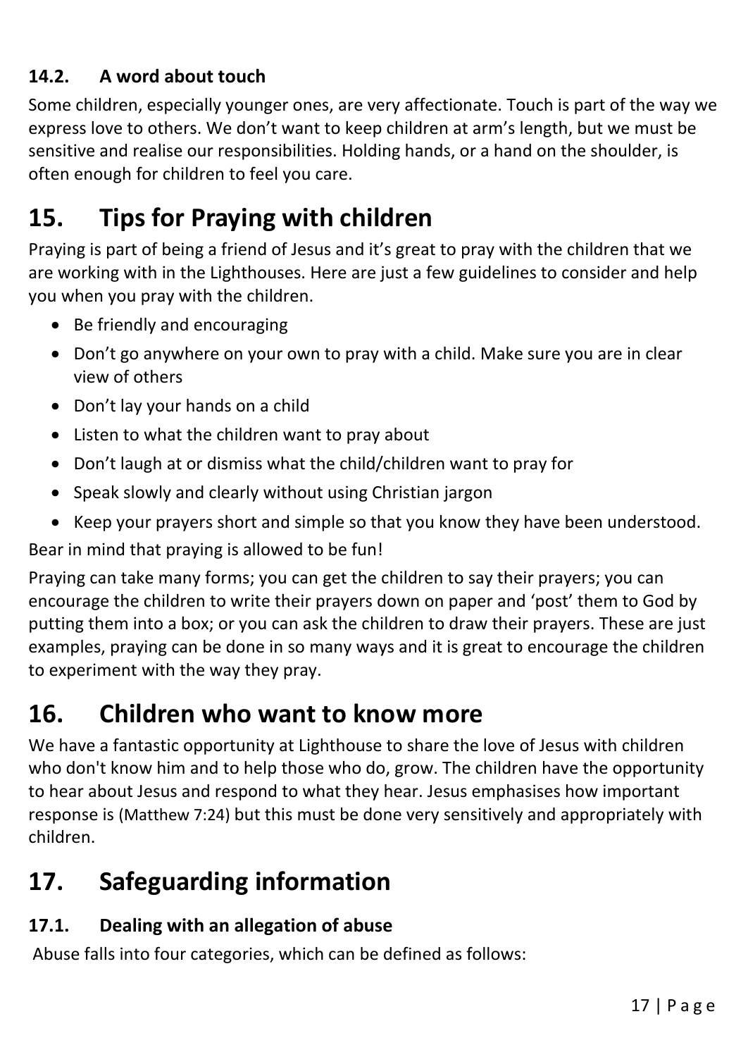### 14.2. A word about touch

Some children, especially younger ones, are very affectionate. Touch is part of the way we express love to others. We don't want to keep children at arm's length, but we must be sensitive and realise our responsibilities. Holding hands, or a hand on the shoulder, is often enough for children to feel you care.

## 15. Tips for Praying with children

Praying is part of being a friend of Jesus and it's great to pray with the children that we are working with in the Lighthouses. Here are just a few guidelines to consider and help you when you pray with the children.

- Be friendly and encouraging
- Don't go anywhere on your own to pray with a child. Make sure you are in clear view of others
- Don't lay your hands on a child
- Listen to what the children want to pray about
- Don't laugh at or dismiss what the child/children want to pray for
- Speak slowly and clearly without using Christian jargon
- Keep your prayers short and simple so that you know they have been understood.

Bear in mind that praying is allowed to be fun!

Praying can take many forms; you can get the children to say their prayers; you can encourage the children to write their prayers down on paper and 'post' them to God by putting them into a box; or you can ask the children to draw their prayers. These are just examples, praying can be done in so many ways and it is great to encourage the children to experiment with the way they pray.

## 16. Children who want to know more

We have a fantastic opportunity at Lighthouse to share the love of Jesus with children who don't know him and to help those who do, grow. The children have the opportunity to hear about Jesus and respond to what they hear. Jesus emphasises how important response is (Matthew 7:24) but this must be done very sensitively and appropriately with children.

## 17. Safeguarding information

### 17.1. Dealing with an allegation of abuse

Abuse falls into four categories, which can be defined as follows: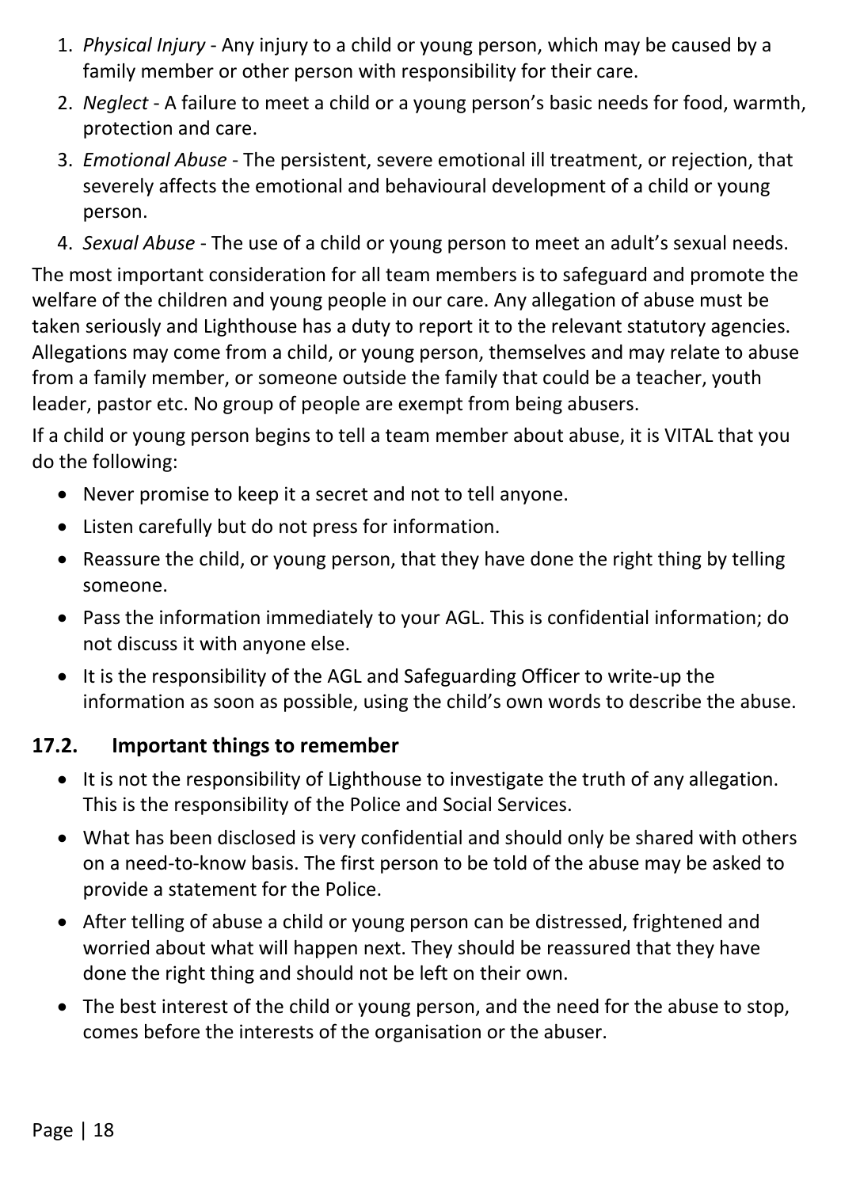1. *Physical Injury* - Any injury to a child or young person, which may be caused by a family member or other person with responsibility for their care.
2. *Neglect* - A failure to meet a child or a young person's basic needs for food, warmth, protection and care.
3. *Emotional Abuse* - The persistent, severe emotional ill treatment, or rejection, that severely affects the emotional and behavioural development of a child or young person.
4. *Sexual Abuse* - The use of a child or young person to meet an adult's sexual needs.

The most important consideration for all team members is to safeguard and promote the welfare of the children and young people in our care. Any allegation of abuse must be taken seriously and Lighthouse has a duty to report it to the relevant statutory agencies. Allegations may come from a child, or young person, themselves and may relate to abuse from a family member, or someone outside the family that could be a teacher, youth leader, pastor etc. No group of people are exempt from being abusers.

If a child or young person begins to tell a team member about abuse, it is VITAL that you do the following:

- Never promise to keep it a secret and not to tell anyone.
- Listen carefully but do not press for information.
- Reassure the child, or young person, that they have done the right thing by telling someone.
- Pass the information immediately to your AGL. This is confidential information; do not discuss it with anyone else.
- It is the responsibility of the AGL and Safeguarding Officer to write-up the information as soon as possible, using the child's own words to describe the abuse.

## 17.2. Important things to remember

- It is not the responsibility of Lighthouse to investigate the truth of any allegation. This is the responsibility of the Police and Social Services.
- What has been disclosed is very confidential and should only be shared with others on a need-to-know basis. The first person to be told of the abuse may be asked to provide a statement for the Police.
- After telling of abuse a child or young person can be distressed, frightened and worried about what will happen next. They should be reassured that they have done the right thing and should not be left on their own.
- The best interest of the child or young person, and the need for the abuse to stop, comes before the interests of the organisation or the abuser.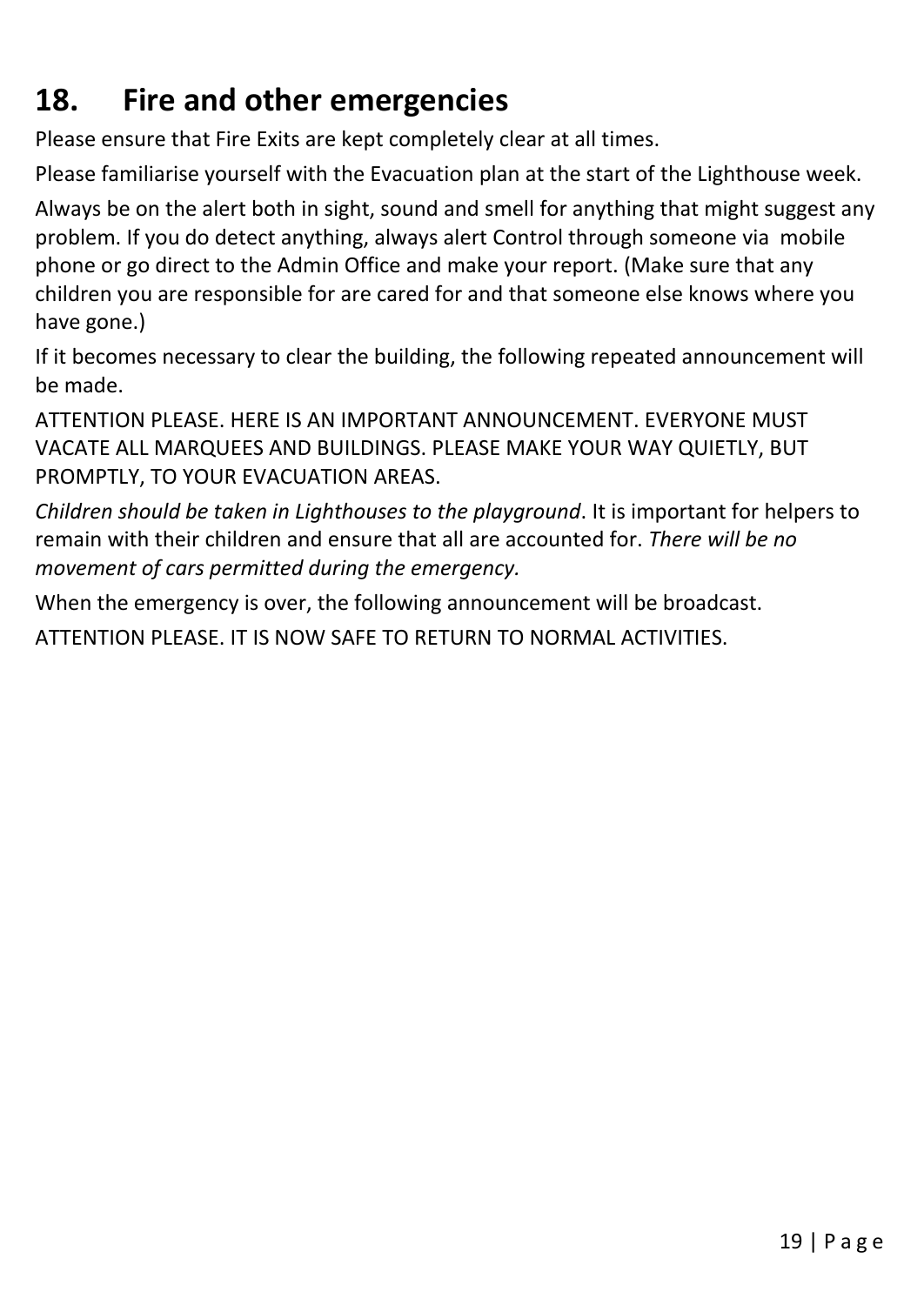## 18. Fire and other emergencies

Please ensure that Fire Exits are kept completely clear at all times.

Please familiarise yourself with the Evacuation plan at the start of the Lighthouse week.

Always be on the alert both in sight, sound and smell for anything that might suggest any problem. If you do detect anything, always alert Control through someone via mobile phone or go direct to the Admin Office and make your report. (Make sure that any children you are responsible for are cared for and that someone else knows where you have gone.)

If it becomes necessary to clear the building, the following repeated announcement will be made.

ATTENTION PLEASE. HERE IS AN IMPORTANT ANNOUNCEMENT. EVERYONE MUST VACATE ALL MARQUEES AND BUILDINGS. PLEASE MAKE YOUR WAY QUIETLY, BUT PROMPTLY, TO YOUR EVACUATION AREAS.

*Children should be taken in Lighthouses to the playground*. It is important for helpers to remain with their children and ensure that all are accounted for. *There will be no movement of cars permitted during the emergency.*

When the emergency is over, the following announcement will be broadcast.

ATTENTION PLEASE. IT IS NOW SAFE TO RETURN TO NORMAL ACTIVITIES.